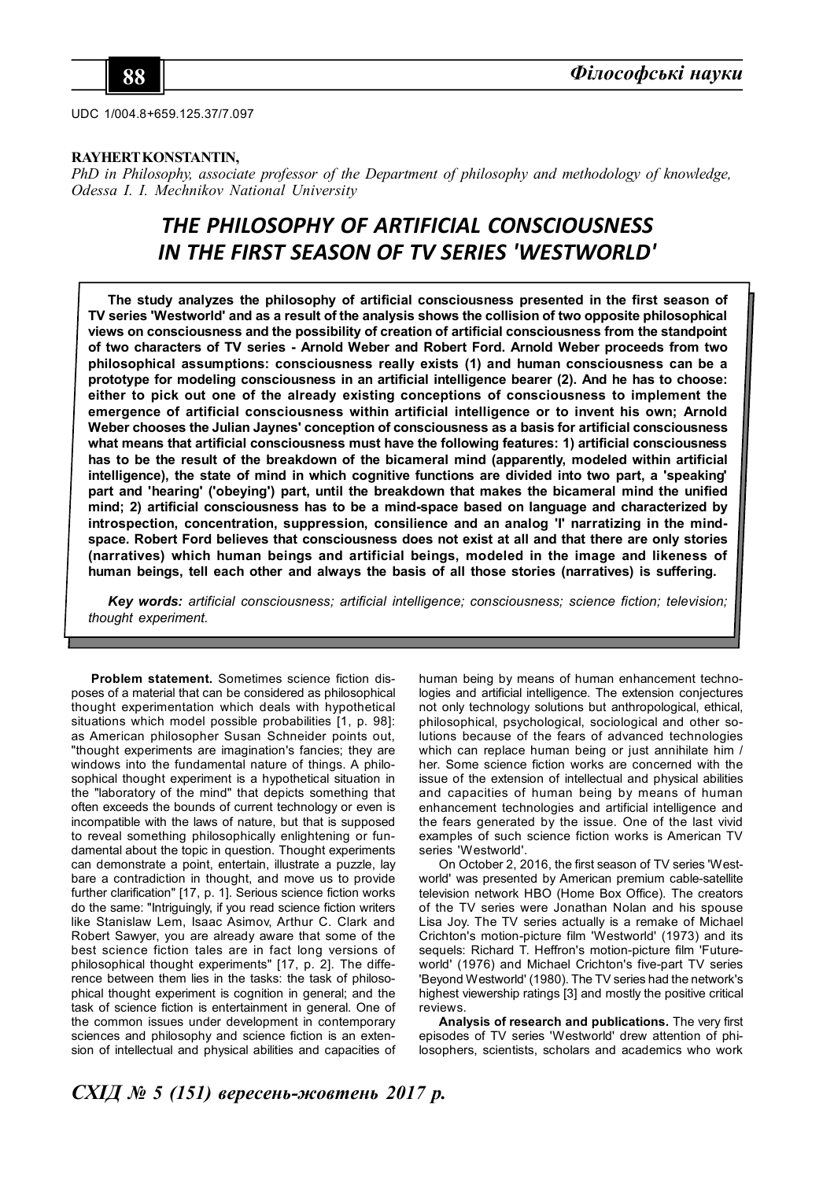UDC 1/004.8+659.125.37/7.097

**RAYHERT KONSTANTIN,**
*PhD in Philosophy, associate professor of the Department of philosophy and methodology of knowledge, Odessa I. I. Mechnikov National University*

# THE PHILOSOPHY OF ARTIFICIAL CONSCIOUSNESS IN THE FIRST SEASON OF TV SERIES 'WESTWORLD'

**The study analyzes the philosophy of artificial consciousness presented in the first season of TV series 'Westworld' and as a result of the analysis shows the collision of two opposite philosophical views on consciousness and the possibility of creation of artificial consciousness from the standpoint of two characters of TV series - Arnold Weber and Robert Ford. Arnold Weber proceeds from two philosophical assumptions: consciousness really exists (1) and human consciousness can be a prototype for modeling consciousness in an artificial intelligence bearer (2). And he has to choose: either to pick out one of the already existing conceptions of consciousness to implement the emergence of artificial consciousness within artificial intelligence or to invent his own; Arnold Weber chooses the Julian Jaynes' conception of consciousness as a basis for artificial consciousness what means that artificial consciousness must have the following features: 1) artificial consciousness has to be the result of the breakdown of the bicameral mind (apparently, modeled within artificial intelligence), the state of mind in which cognitive functions are divided into two part, a 'speaking' part and 'hearing' ('obeying') part, until the breakdown that makes the bicameral mind the unified mind; 2) artificial consciousness has to be a mind-space based on language and characterized by introspection, concentration, suppression, consilience and an analog 'I' narratizing in the mind-space. Robert Ford believes that consciousness does not exist at all and that there are only stories (narratives) which human beings and artificial beings, modeled in the image and likeness of human beings, tell each other and always the basis of all those stories (narratives) is suffering.**

***Key words:*** *artificial consciousness; artificial intelligence; consciousness; science fiction; television; thought experiment.*

**Problem statement.** Sometimes science fiction disposes of a material that can be considered as philosophical thought experimentation which deals with hypothetical situations which model possible probabilities [1, p. 98]: as American philosopher Susan Schneider points out, "thought experiments are imagination's fancies; they are windows into the fundamental nature of things. A philosophical thought experiment is a hypothetical situation in the "laboratory of the mind" that depicts something that often exceeds the bounds of current technology or even is incompatible with the laws of nature, but that is supposed to reveal something philosophically enlightening or fundamental about the topic in question. Thought experiments can demonstrate a point, entertain, illustrate a puzzle, lay bare a contradiction in thought, and move us to provide further clarification" [17, p. 1]. Serious science fiction works do the same: "Intriguingly, if you read science fiction writers like Stanislaw Lem, Isaac Asimov, Arthur C. Clark and Robert Sawyer, you are already aware that some of the best science fiction tales are in fact long versions of philosophical thought experiments" [17, p. 2]. The difference between them lies in the tasks: the task of philosophical thought experiment is cognition in general; and the task of science fiction is entertainment in general. One of the common issues under development in contemporary sciences and philosophy and science fiction is an extension of intellectual and physical abilities and capacities of human being by means of human enhancement technologies and artificial intelligence. The extension conjectures not only technology solutions but anthropological, ethical, philosophical, psychological, sociological and other solutions because of the fears of advanced technologies which can replace human being or just annihilate him / her. Some science fiction works are concerned with the issue of the extension of intellectual and physical abilities and capacities of human being by means of human enhancement technologies and artificial intelligence and the fears generated by the issue. One of the last vivid examples of such science fiction works is American TV series 'Westworld'.

On October 2, 2016, the first season of TV series 'Westworld' was presented by American premium cable-satellite television network HBO (Home Box Office). The creators of the TV series were Jonathan Nolan and his spouse Lisa Joy. The TV series actually is a remake of Michael Crichton's motion-picture film 'Westworld' (1973) and its sequels: Richard T. Heffron's motion-picture film 'Futureworld' (1976) and Michael Crichton's five-part TV series 'Beyond Westworld' (1980). The TV series had the network's highest viewership ratings [3] and mostly the positive critical reviews.

**Analysis of research and publications.** The very first episodes of TV series 'Westworld' drew attention of philosophers, scientists, scholars and academics who work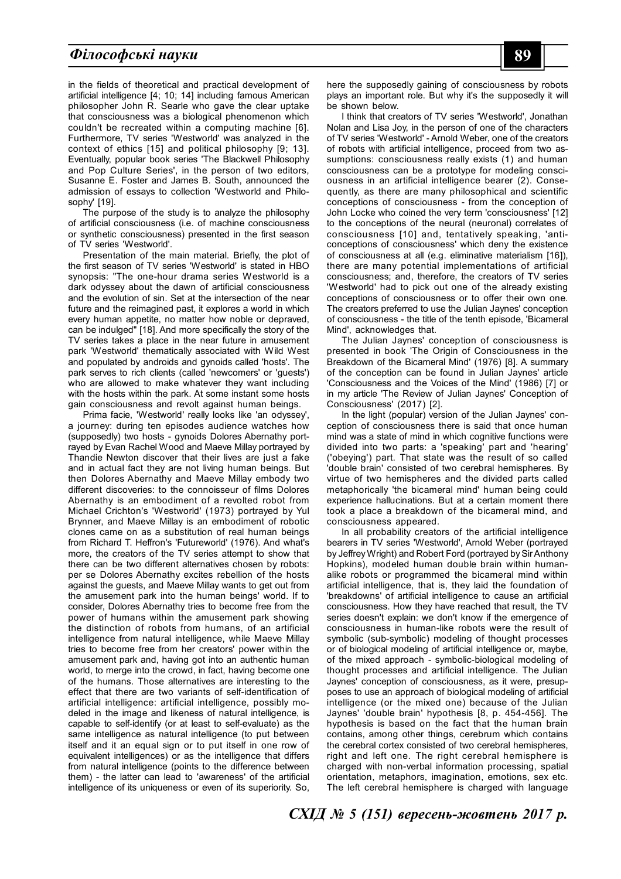in the fields of theoretical and practical development of artificial intelligence [4; 10; 14] including famous American philosopher John R. Searle who gave the clear uptake that consciousness was a biological phenomenon which couldn't be recreated within a computing machine [6]. Furthermore, TV series 'Westworld' was analyzed in the context of ethics [15] and political philosophy [9; 13]. Eventually, popular book series 'The Blackwell Philosophy and Pop Culture Series', in the person of two editors, Susanne E. Foster and James B. South, announced the admission of essays to collection 'Westworld and Philosophy' [19].

The purpose of the study is to analyze the philosophy of artificial consciousness (i.e. of machine consciousness or synthetic consciousness) presented in the first season of TV series 'Westworld'.

Presentation of the main material. Briefly, the plot of the first season of TV series 'Westworld' is stated in HBO synopsis: "The one-hour drama series Westworld is a dark odyssey about the dawn of artificial consciousness and the evolution of sin. Set at the intersection of the near future and the reimagined past, it explores a world in which every human appetite, no matter how noble or depraved, can be indulged" [18]. And more specifically the story of the TV series takes a place in the near future in amusement park 'Westworld' thematically associated with Wild West and populated by androids and gynoids called 'hosts'. The park serves to rich clients (called 'newcomers' or 'guests') who are allowed to make whatever they want including with the hosts within the park. At some instant some hosts gain consciousness and revolt against human beings.

Prima facie, 'Westworld' really looks like 'an odyssey', a journey: during ten episodes audience watches how (supposedly) two hosts - gynoids Dolores Abernathy portrayed by Evan Rachel Wood and Maeve Millay portrayed by Thandie Newton discover that their lives are just a fake and in actual fact they are not living human beings. But then Dolores Abernathy and Maeve Millay embody two different discoveries: to the connoisseur of films Dolores Abernathy is an embodiment of a revolted robot from Michael Crichton's 'Westworld' (1973) portrayed by Yul Brynner, and Maeve Millay is an embodiment of robotic clones came on as a substitution of real human beings from Richard T. Heffron's 'Futureworld' (1976). And what's more, the creators of the TV series attempt to show that there can be two different alternatives chosen by robots: per se Dolores Abernathy excites rebellion of the hosts against the guests, and Maeve Millay wants to get out from the amusement park into the human beings' world. If to consider, Dolores Abernathy tries to become free from the power of humans within the amusement park showing the distinction of robots from humans, of an artificial intelligence from natural intelligence, while Maeve Millay tries to become free from her creators' power within the amusement park and, having got into an authentic human world, to merge into the crowd, in fact, having become one of the humans. Those alternatives are interesting to the effect that there are two variants of self-identification of artificial intelligence: artificial intelligence, possibly modeled in the image and likeness of natural intelligence, is capable to self-identify (or at least to self-evaluate) as the same intelligence as natural intelligence (to put between itself and it an equal sign or to put itself in one row of equivalent intelligences) or as the intelligence that differs from natural intelligence (points to the difference between them) - the latter can lead to 'awareness' of the artificial intelligence of its uniqueness or even of its superiority. So, here the supposedly gaining of consciousness by robots plays an important role. But why it's the supposedly it will be shown below.

I think that creators of TV series 'Westworld', Jonathan Nolan and Lisa Joy, in the person of one of the characters of TV series 'Westworld' - Arnold Weber, one of the creators of robots with artificial intelligence, proceed from two assumptions: consciousness really exists (1) and human consciousness can be a prototype for modeling consciousness in an artificial intelligence bearer (2). Consequently, as there are many philosophical and scientific conceptions of consciousness - from the conception of John Locke who coined the very term 'consciousness' [12] to the conceptions of the neural (neuronal) correlates of consciousness [10] and, tentatively speaking, 'anti-conceptions of consciousness' which deny the existence of consciousness at all (e.g. eliminative materialism [16]), there are many potential implementations of artificial consciousness; and, therefore, the creators of TV series 'Westworld' had to pick out one of the already existing conceptions of consciousness or to offer their own one. The creators preferred to use the Julian Jaynes' conception of consciousness - the title of the tenth episode, 'Bicameral Mind', acknowledges that.

The Julian Jaynes' conception of consciousness is presented in book 'The Origin of Consciousness in the Breakdown of the Bicameral Mind' (1976) [8]. A summary of the conception can be found in Julian Jaynes' article 'Consciousness and the Voices of the Mind' (1986) [7] or in my article 'The Review of Julian Jaynes' Conception of Consciousness' (2017) [2].

In the light (popular) version of the Julian Jaynes' conception of consciousness there is said that once human mind was a state of mind in which cognitive functions were divided into two parts: a 'speaking' part and 'hearing' ('obeying') part. That state was the result of so called 'double brain' consisted of two cerebral hemispheres. By virtue of two hemispheres and the divided parts called metaphorically 'the bicameral mind' human being could experience hallucinations. But at a certain moment there took a place a breakdown of the bicameral mind, and consciousness appeared.

In all probability creators of the artificial intelligence bearers in TV series 'Westworld', Arnold Weber (portrayed by Jeffrey Wright) and Robert Ford (portrayed by Sir Anthony Hopkins), modeled human double brain within human-alike robots or programmed the bicameral mind within artificial intelligence, that is, they laid the foundation of 'breakdowns' of artificial intelligence to cause an artificial consciousness. How they have reached that result, the TV series doesn't explain: we don't know if the emergence of consciousness in human-like robots were the result of symbolic (sub-symbolic) modeling of thought processes or of biological modeling of artificial intelligence or, maybe, of the mixed approach - symbolic-biological modeling of thought processes and artificial intelligence. The Julian Jaynes' conception of consciousness, as it were, presupposes to use an approach of biological modeling of artificial intelligence (or the mixed one) because of the Julian Jaynes' 'double brain' hypothesis [8, p. 454-456]. The hypothesis is based on the fact that the human brain contains, among other things, cerebrum which contains the cerebral cortex consisted of two cerebral hemispheres, right and left one. The right cerebral hemisphere is charged with non-verbal information processing, spatial orientation, metaphors, imagination, emotions, sex etc. The left cerebral hemisphere is charged with language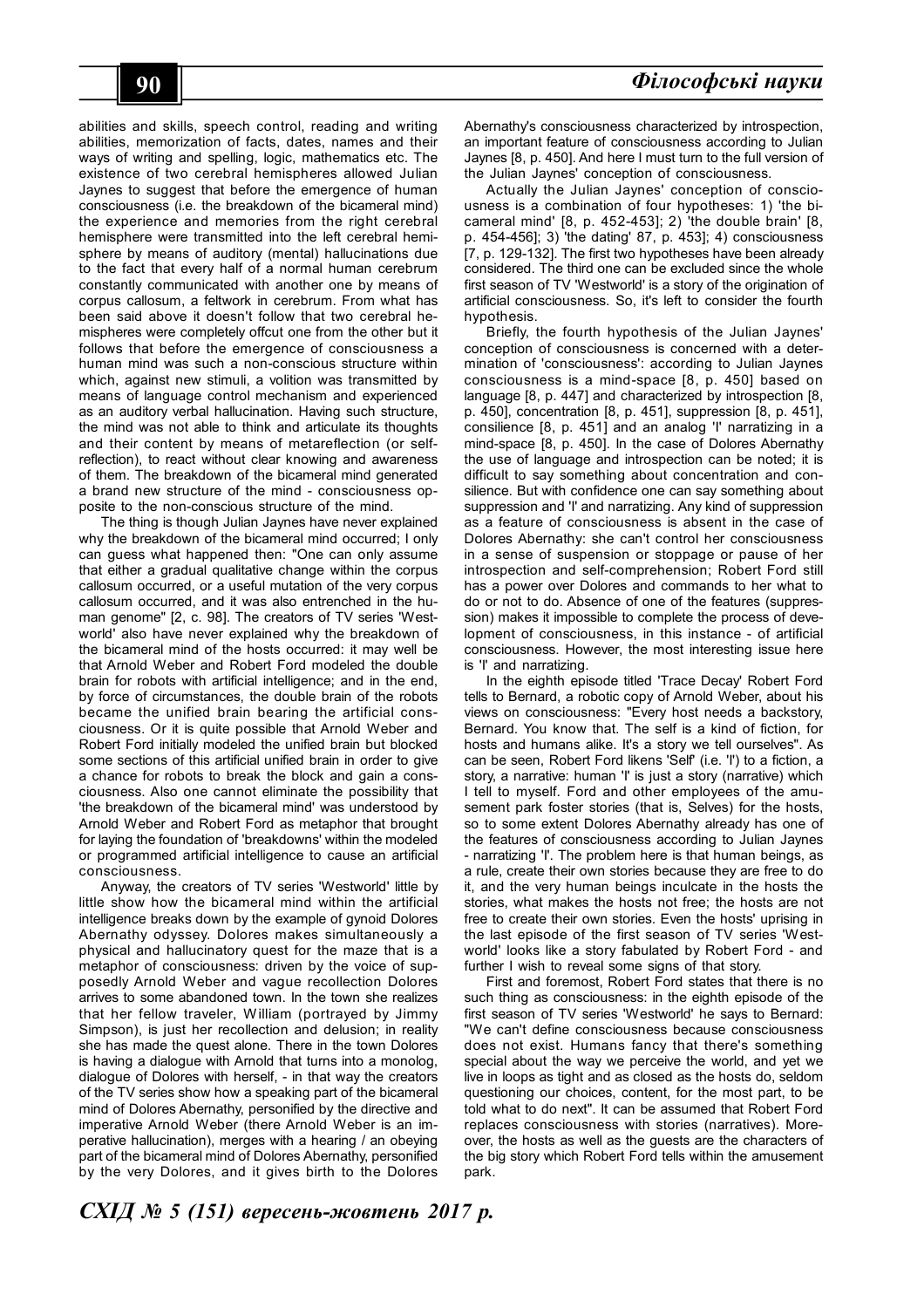abilities and skills, speech control, reading and writing abilities, memorization of facts, dates, names and their ways of writing and spelling, logic, mathematics etc. The existence of two cerebral hemispheres allowed Julian Jaynes to suggest that before the emergence of human consciousness (i.e. the breakdown of the bicameral mind) the experience and memories from the right cerebral hemisphere were transmitted into the left cerebral hemisphere by means of auditory (mental) hallucinations due to the fact that every half of a normal human cerebrum constantly communicated with another one by means of corpus callosum, a feltwork in cerebrum. From what has been said above it doesn't follow that two cerebral hemispheres were completely offcut one from the other but it follows that before the emergence of consciousness a human mind was such a non-conscious structure within which, against new stimuli, a volition was transmitted by means of language control mechanism and experienced as an auditory verbal hallucination. Having such structure, the mind was not able to think and articulate its thoughts and their content by means of metareflection (or self-reflection), to react without clear knowing and awareness of them. The breakdown of the bicameral mind generated a brand new structure of the mind - consciousness opposite to the non-conscious structure of the mind.

The thing is though Julian Jaynes have never explained why the breakdown of the bicameral mind occurred; I only can guess what happened then: "One can only assume that either a gradual qualitative change within the corpus callosum occurred, or a useful mutation of the very corpus callosum occurred, and it was also entrenched in the human genome" [2, c. 98]. The creators of TV series 'Westworld' also have never explained why the breakdown of the bicameral mind of the hosts occurred: it may well be that Arnold Weber and Robert Ford modeled the double brain for robots with artificial intelligence; and in the end, by force of circumstances, the double brain of the robots became the unified brain bearing the artificial consciousness. Or it is quite possible that Arnold Weber and Robert Ford initially modeled the unified brain but blocked some sections of this artificial unified brain in order to give a chance for robots to break the block and gain a consciousness. Also one cannot eliminate the possibility that 'the breakdown of the bicameral mind' was understood by Arnold Weber and Robert Ford as metaphor that brought for laying the foundation of 'breakdowns' within the modeled or programmed artificial intelligence to cause an artificial consciousness.

Anyway, the creators of TV series 'Westworld' little by little show how the bicameral mind within the artificial intelligence breaks down by the example of gynoid Dolores Abernathy odyssey. Dolores makes simultaneously a physical and hallucinatory quest for the maze that is a metaphor of consciousness: driven by the voice of supposedly Arnold Weber and vague recollection Dolores arrives to some abandoned town. In the town she realizes that her fellow traveler, William (portrayed by Jimmy Simpson), is just her recollection and delusion; in reality she has made the quest alone. There in the town Dolores is having a dialogue with Arnold that turns into a monolog, dialogue of Dolores with herself, - in that way the creators of the TV series show how a speaking part of the bicameral mind of Dolores Abernathy, personified by the directive and imperative Arnold Weber (there Arnold Weber is an imperative hallucination), merges with a hearing / an obeying part of the bicameral mind of Dolores Abernathy, personified by the very Dolores, and it gives birth to the Dolores Abernathy's consciousness characterized by introspection, an important feature of consciousness according to Julian Jaynes [8, p. 450]. And here I must turn to the full version of the Julian Jaynes' conception of consciousness.

Actually the Julian Jaynes' conception of consciousness is a combination of four hypotheses: 1) 'the bicameral mind' [8, p. 452-453]; 2) 'the double brain' [8, p. 454-456]; 3) 'the dating' 87, p. 453]; 4) consciousness [7, p. 129-132]. The first two hypotheses have been already considered. The third one can be excluded since the whole first season of TV 'Westworld' is a story of the origination of artificial consciousness. So, it's left to consider the fourth hypothesis.

Briefly, the fourth hypothesis of the Julian Jaynes' conception of consciousness is concerned with a determination of 'consciousness': according to Julian Jaynes consciousness is a mind-space [8, p. 450] based on language [8, p. 447] and characterized by introspection [8, p. 450], concentration [8, p. 451], suppression [8, p. 451], consilience [8, p. 451] and an analog 'I' narratizing in a mind-space [8, p. 450]. In the case of Dolores Abernathy the use of language and introspection can be noted; it is difficult to say something about concentration and consilience. But with confidence one can say something about suppression and 'I' and narratizing. Any kind of suppression as a feature of consciousness is absent in the case of Dolores Abernathy: she can't control her consciousness in a sense of suspension or stoppage or pause of her introspection and self-comprehension; Robert Ford still has a power over Dolores and commands to her what to do or not to do. Absence of one of the features (suppression) makes it impossible to complete the process of development of consciousness, in this instance - of artificial consciousness. However, the most interesting issue here is 'I' and narratizing.

In the eighth episode titled 'Trace Decay' Robert Ford tells to Bernard, a robotic copy of Arnold Weber, about his views on consciousness: "Every host needs a backstory, Bernard. You know that. The self is a kind of fiction, for hosts and humans alike. It's a story we tell ourselves". As can be seen, Robert Ford likens 'Self' (i.e. 'I') to a fiction, a story, a narrative: human 'I' is just a story (narrative) which I tell to myself. Ford and other employees of the amusement park foster stories (that is, Selves) for the hosts, so to some extent Dolores Abernathy already has one of the features of consciousness according to Julian Jaynes - narratizing 'I'. The problem here is that human beings, as a rule, create their own stories because they are free to do it, and the very human beings inculcate in the hosts the stories, what makes the hosts not free; the hosts are not free to create their own stories. Even the hosts' uprising in the last episode of the first season of TV series 'Westworld' looks like a story fabulated by Robert Ford - and further I wish to reveal some signs of that story.

First and foremost, Robert Ford states that there is no such thing as consciousness: in the eighth episode of the first season of TV series 'Westworld' he says to Bernard: "We can't define consciousness because consciousness does not exist. Humans fancy that there's something special about the way we perceive the world, and yet we live in loops as tight and as closed as the hosts do, seldom questioning our choices, content, for the most part, to be told what to do next". It can be assumed that Robert Ford replaces consciousness with stories (narratives). Moreover, the hosts as well as the guests are the characters of the big story which Robert Ford tells within the amusement park.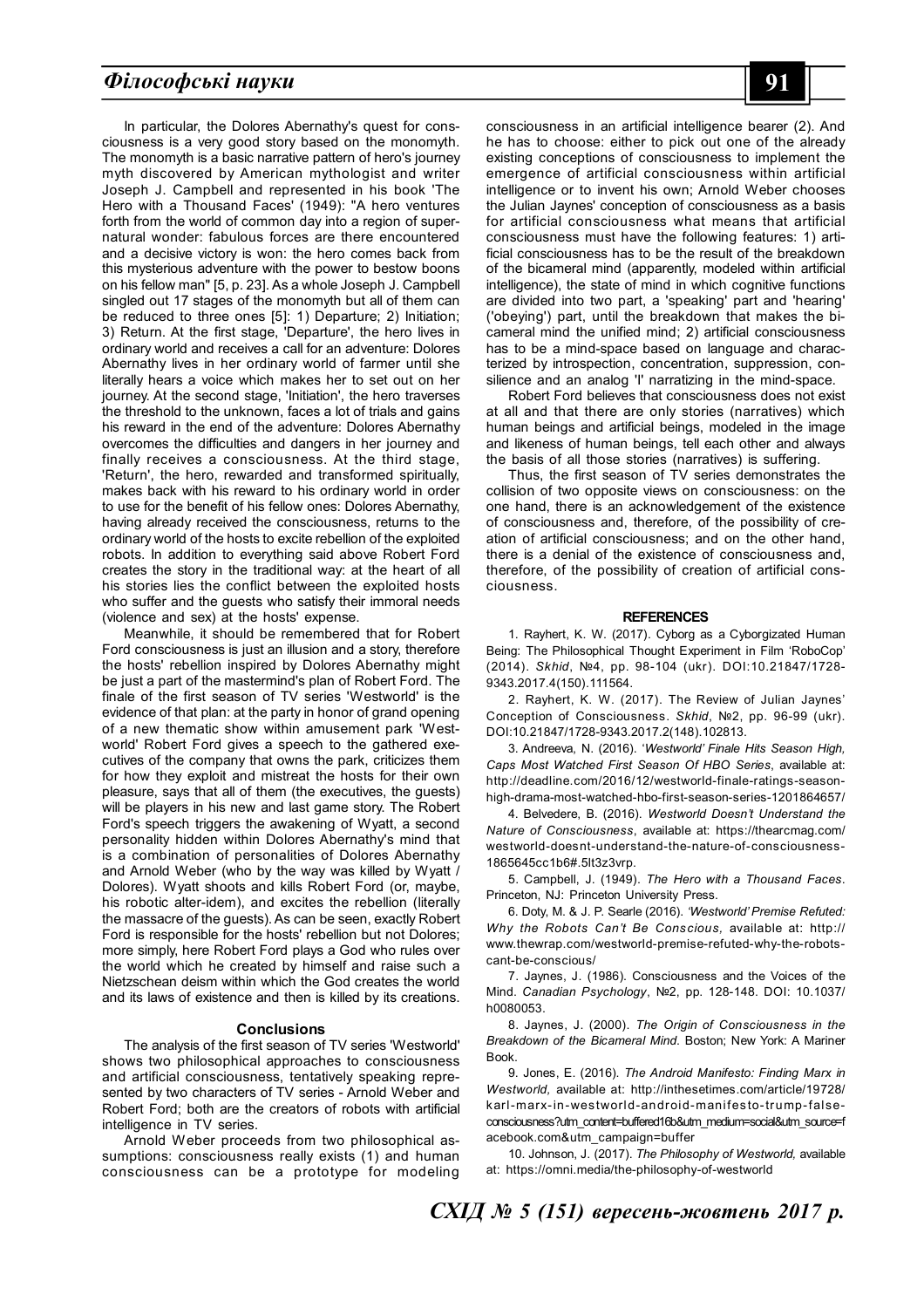In particular, the Dolores Abernathy's quest for consciousness is a very good story based on the monomyth. The monomyth is a basic narrative pattern of hero's journey myth discovered by American mythologist and writer Joseph J. Campbell and represented in his book 'The Hero with a Thousand Faces' (1949): "A hero ventures forth from the world of common day into a region of supernatural wonder: fabulous forces are there encountered and a decisive victory is won: the hero comes back from this mysterious adventure with the power to bestow boons on his fellow man" [5, p. 23]. As a whole Joseph J. Campbell singled out 17 stages of the monomyth but all of them can be reduced to three ones [5]: 1) Departure; 2) Initiation; 3) Return. At the first stage, 'Departure', the hero lives in ordinary world and receives a call for an adventure: Dolores Abernathy lives in her ordinary world of farmer until she literally hears a voice which makes her to set out on her journey. At the second stage, 'Initiation', the hero traverses the threshold to the unknown, faces a lot of trials and gains his reward in the end of the adventure: Dolores Abernathy overcomes the difficulties and dangers in her journey and finally receives a consciousness. At the third stage, 'Return', the hero, rewarded and transformed spiritually, makes back with his reward to his ordinary world in order to use for the benefit of his fellow ones: Dolores Abernathy, having already received the consciousness, returns to the ordinary world of the hosts to excite rebellion of the exploited robots. In addition to everything said above Robert Ford creates the story in the traditional way: at the heart of all his stories lies the conflict between the exploited hosts who suffer and the guests who satisfy their immoral needs (violence and sex) at the hosts' expense.

Meanwhile, it should be remembered that for Robert Ford consciousness is just an illusion and a story, therefore the hosts' rebellion inspired by Dolores Abernathy might be just a part of the mastermind's plan of Robert Ford. The finale of the first season of TV series 'Westworld' is the evidence of that plan: at the party in honor of grand opening of a new thematic show within amusement park 'Westworld' Robert Ford gives a speech to the gathered executives of the company that owns the park, criticizes them for how they exploit and mistreat the hosts for their own pleasure, says that all of them (the executives, the guests) will be players in his new and last game story. The Robert Ford's speech triggers the awakening of Wyatt, a second personality hidden within Dolores Abernathy's mind that is a combination of personalities of Dolores Abernathy and Arnold Weber (who by the way was killed by Wyatt / Dolores). Wyatt shoots and kills Robert Ford (or, maybe, his robotic alter-idem), and excites the rebellion (literally the massacre of the guests). As can be seen, exactly Robert Ford is responsible for the hosts' rebellion but not Dolores; more simply, here Robert Ford plays a God who rules over the world which he created by himself and raise such a Nietzschean deism within which the God creates the world and its laws of existence and then is killed by its creations.

## Conclusions

The analysis of the first season of TV series 'Westworld' shows two philosophical approaches to consciousness and artificial consciousness, tentatively speaking represented by two characters of TV series - Arnold Weber and Robert Ford; both are the creators of robots with artificial intelligence in TV series.

Arnold Weber proceeds from two philosophical assumptions: consciousness really exists (1) and human consciousness can be a prototype for modeling consciousness in an artificial intelligence bearer (2). And he has to choose: either to pick out one of the already existing conceptions of consciousness to implement the emergence of artificial consciousness within artificial intelligence or to invent his own; Arnold Weber chooses the Julian Jaynes' conception of consciousness as a basis for artificial consciousness what means that artificial consciousness must have the following features: 1) artificial consciousness has to be the result of the breakdown of the bicameral mind (apparently, modeled within artificial intelligence), the state of mind in which cognitive functions are divided into two part, a 'speaking' part and 'hearing' ('obeying') part, until the breakdown that makes the bicameral mind the unified mind; 2) artificial consciousness has to be a mind-space based on language and characterized by introspection, concentration, suppression, consilience and an analog 'I' narratizing in the mind-space.

Robert Ford believes that consciousness does not exist at all and that there are only stories (narratives) which human beings and artificial beings, modeled in the image and likeness of human beings, tell each other and always the basis of all those stories (narratives) is suffering.

Thus, the first season of TV series demonstrates the collision of two opposite views on consciousness: on the one hand, there is an acknowledgement of the existence of consciousness and, therefore, of the possibility of creation of artificial consciousness; and on the other hand, there is a denial of the existence of consciousness and, therefore, of the possibility of creation of artificial consciousness.

## REFERENCES

1. Rayhert, K. W. (2017). Cyborg as a Cyborgizated Human Being: The Philosophical Thought Experiment in Film 'RoboCop' (2014). *Skhid*, №4, pp. 98-104 (ukr). DOI:10.21847/1728-9343.2017.4(150).111564.

2. Rayhert, K. W. (2017). The Review of Julian Jaynes' Conception of Consciousness. *Skhid*, №2, pp. 96-99 (ukr). DOI:10.21847/1728-9343.2017.2(148).102813.

3. Andreeva, N. (2016). *'Westworld' Finale Hits Season High, Caps Most Watched First Season Of HBO Series*, available at: http://deadline.com/2016/12/westworld-finale-ratings-season-high-drama-most-watched-hbo-first-season-series-1201864657/

4. Belvedere, B. (2016). *Westworld Doesn't Understand the Nature of Consciousness*, available at: https://thearcmag.com/westworld-doesnt-understand-the-nature-of-consciousness-1865645cc1b6#.5lt3z3vrp.

5. Campbell, J. (1949). *The Hero with a Thousand Faces*. Princeton, NJ: Princeton University Press.

6. Doty, M. & J. P. Searle (2016). *'Westworld' Premise Refuted: Why the Robots Can't Be Conscious,* available at: http://www.thewrap.com/westworld-premise-refuted-why-the-robots-cant-be-conscious/

7. Jaynes, J. (1986). Consciousness and the Voices of the Mind. *Canadian Psychology*, №2, pp. 128-148. DOI: 10.1037/h0080053.

8. Jaynes, J. (2000). *The Origin of Consciousness in the Breakdown of the Bicameral Mind*. Boston; New York: A Mariner Book.

9. Jones, E. (2016). *The Android Manifesto: Finding Marx in Westworld,* available at: http://inthesetimes.com/article/19728/karl-marx-in-westworld-android-manifesto-trump-false-consciousness?utm_content=buffered16b&utm_medium=social&utm_source=facebook.com&utm_campaign=buffer

10. Johnson, J. (2017). *The Philosophy of Westworld,* available at: https://omni.media/the-philosophy-of-westworld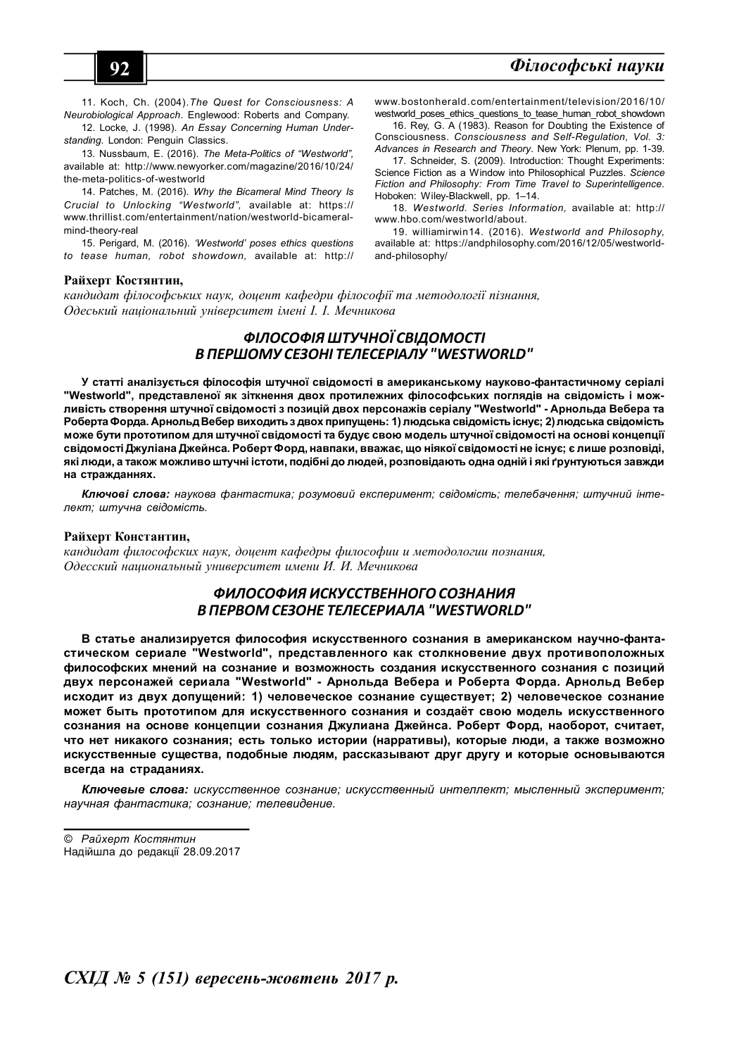11. Koch, Ch. (2004). *The Quest for Consciousness: A Neurobiological Approach*. Englewood: Roberts and Company.

12. Locke, J. (1998). *An Essay Concerning Human Understanding*. London: Penguin Classics.

13. Nussbaum, E. (2016). *The Meta-Politics of "Westworld"*, available at: http://www.newyorker.com/magazine/2016/10/24/the-meta-politics-of-westworld

14. Patches, M. (2016). *Why the Bicameral Mind Theory Is Crucial to Unlocking "Westworld"*, available at: https://www.thrillist.com/entertainment/nation/westworld-bicameral-mind-theory-real

15. Perigard, M. (2016). *'Westworld' poses ethics questions to tease human, robot showdown*, available at: http://www.bostonherald.com/entertainment/television/2016/10/westworld_poses_ethics_questions_to_tease_human_robot_showdown

16. Rey, G. A (1983). Reason for Doubting the Existence of Consciousness. *Consciousness and Self-Regulation, Vol. 3: Advances in Research and Theory*. New York: Plenum, pp. 1-39.

17. Schneider, S. (2009). Introduction: Thought Experiments: Science Fiction as a Window into Philosophical Puzzles. *Science Fiction and Philosophy: From Time Travel to Superintelligence*. Hoboken: Wiley-Blackwell, pp. 1–14.

18. *Westworld. Series Information*, available at: http://www.hbo.com/westworld/about.

19. williamirwin14. (2016). *Westworld and Philosophy*, available at: https://andphilosophy.com/2016/12/05/westworld-and-philosophy/

**Райхерт Костянтин,**
*кандидат філософських наук, доцент кафедри філософії та методології пізнання, Одеський національний університет імені І. І. Мечникова*

## ФІЛОСОФІЯ ШТУЧНОЇ СВІДОМОСТІ В ПЕРШОМУ СЕЗОНІ ТЕЛЕСЕРІАЛУ "WESTWORLD"

**У статті аналізується філософія штучної свідомості в американському науково-фантастичному серіалі "Westworld", представленої як зіткнення двох протилежних філософських поглядів на свідомість і можливість створення штучної свідомості з позицій двох персонажів серіалу "Westworld" - Арнольда Вебера та Роберта Форда. Арнольд Вебер виходить з двох припущень: 1) людська свідомість існує; 2) людська свідомість може бути прототипом для штучної свідомості та будує свою модель штучної свідомості на основі концепції свідомості Джуліана Джейнса. Роберт Форд, навпаки, вважає, що ніякої свідомості не існує; є лише розповіді, які люди, а також можливо штучні істоти, подібні до людей, розповідають одна одній і які ґрунтуються завжди на стражданнях.**

***Ключові слова:*** *наукова фантастика; розумовий експеримент; свідомість; телебачення; штучний інтелект; штучна свідомість.*

**Райхерт Константин,**
*кандидат философских наук, доцент кафедры философии и методологии познания, Одесский национальный университет имени И. И. Мечникова*

## ФИЛОСОФИЯ ИСКУССТВЕННОГО СОЗНАНИЯ В ПЕРВОМ СЕЗОНЕ ТЕЛЕСЕРИАЛА "WESTWORLD"

**В статье анализируется философия искусственного сознания в американском научно-фантастическом сериале "Westworld", представленного как столкновение двух противоположных философских мнений на сознание и возможность создания искусственного сознания с позиций двух персонажей сериала "Westworld" - Арнольда Вебера и Роберта Форда. Арнольд Вебер исходит из двух допущений: 1) человеческое сознание существует; 2) человеческое сознание может быть прототипом для искусственного сознания и создаёт свою модель искусственного сознания на основе концепции сознания Джулиана Джейнса. Роберт Форд, наоборот, считает, что нет никакого сознания; есть только истории (нарративы), которые люди, а также возможно искусственные существа, подобные людям, рассказывают друг другу и которые основываются всегда на страданиях.**

***Ключевые слова:*** *искусственное сознание; искусственный интеллект; мысленный эксперимент; научная фантастика; сознание; телевидение.*

---

© *Райхерт Костянтин*
Надійшла до редакції 28.09.2017